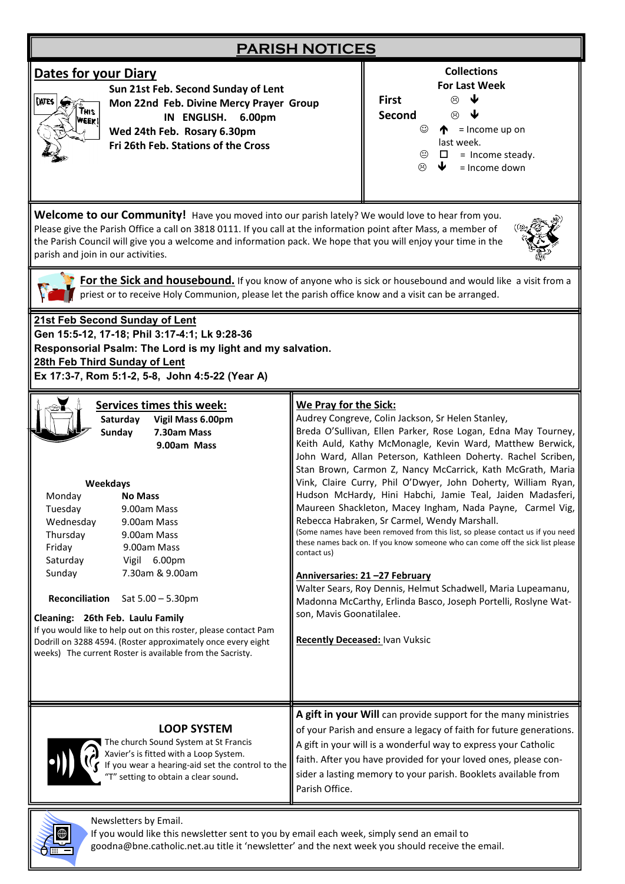# PARISH NOTICES

## Dates for your Diary

**Sun 21st Feb. Second Sunday of Lent**
**Mon 22nd Feb. Divine Mercy Prayer Group IN ENGLISH. 6.00pm**
**Wed 24th Feb. Rosary 6.30pm**
**Fri 26th Feb. Stations of the Cross**

**Collections For Last Week**

**First** ☹ ↓
**Second** ☹ ↓

☺ ↑ = Income up on last week.
😐 □ = Income steady.
☹ ↓ = Income down

**Welcome to our Community!** Have you moved into our parish lately? We would love to hear from you. Please give the Parish Office a call on 3818 0111. If you call at the information point after Mass, a member of the Parish Council will give you a welcome and information pack. We hope that you will enjoy your time in the parish and join in our activities.

**For the Sick and housebound.** If you know of anyone who is sick or housebound and would like a visit from a priest or to receive Holy Communion, please let the parish office know and a visit can be arranged.

**21st Feb Second Sunday of Lent**
**Gen 15:5-12, 17-18; Phil 3:17-4:1; Lk 9:28-36**
**Responsorial Psalm: The Lord is my light and my salvation.**
**28th Feb Third Sunday of Lent**
**Ex 17:3-7, Rom 5:1-2, 5-8, John 4:5-22 (Year A)**

## Services times this week:

**Saturday** **Vigil Mass 6.00pm**
**Sunday** **7.30am Mass**
**9.00am Mass**

**Weekdays**

| | |
|---|---|
| Monday | **No Mass** |
| Tuesday | 9.00am Mass |
| Wednesday | 9.00am Mass |
| Thursday | 9.00am Mass |
| Friday | 9.00am Mass |
| Saturday | Vigil 6.00pm |
| Sunday | 7.30am & 9.00am |

**Reconciliation** Sat 5.00 – 5.30pm

**Cleaning: 26th Feb. Laulu Family**
If you would like to help out on this roster, please contact Pam Dodrill on 3288 4594. (Roster approximately once every eight weeks) The current Roster is available from the Sacristy.

## We Pray for the Sick:

Audrey Congreve, Colin Jackson, Sr Helen Stanley, Breda O'Sullivan, Ellen Parker, Rose Logan, Edna May Tourney, Keith Auld, Kathy McMonagle, Kevin Ward, Matthew Berwick, John Ward, Allan Peterson, Kathleen Doherty. Rachel Scriben, Stan Brown, Carmon Z, Nancy McCarrick, Kath McGrath, Maria Vink, Claire Curry, Phil O'Dwyer, John Doherty, William Ryan, Hudson McHardy, Hini Habchi, Jamie Teal, Jaiden Madasferi, Maureen Shackleton, Macey Ingham, Nada Payne, Carmel Vig, Rebecca Habraken, Sr Carmel, Wendy Marshall.
(Some names have been removed from this list, so please contact us if you need these names back on. If you know someone who can come off the sick list please contact us)

**Anniversaries: 21 –27 February**
Walter Sears, Roy Dennis, Helmut Schadwell, Maria Lupeamanu, Madonna McCarthy, Erlinda Basco, Joseph Portelli, Roslyne Watson, Mavis Goonatilalee.

**Recently Deceased:** Ivan Vuksic

## LOOP SYSTEM

The church Sound System at St Francis Xavier's is fitted with a Loop System. If you wear a hearing-aid set the control to the "T" setting to obtain a clear sound.

**A gift in your Will** can provide support for the many ministries of your Parish and ensure a legacy of faith for future generations. A gift in your will is a wonderful way to express your Catholic faith. After you have provided for your loved ones, please consider a lasting memory to your parish. Booklets available from Parish Office.

Newsletters by Email.
If you would like this newsletter sent to you by email each week, simply send an email to goodna@bne.catholic.net.au title it 'newsletter' and the next week you should receive the email.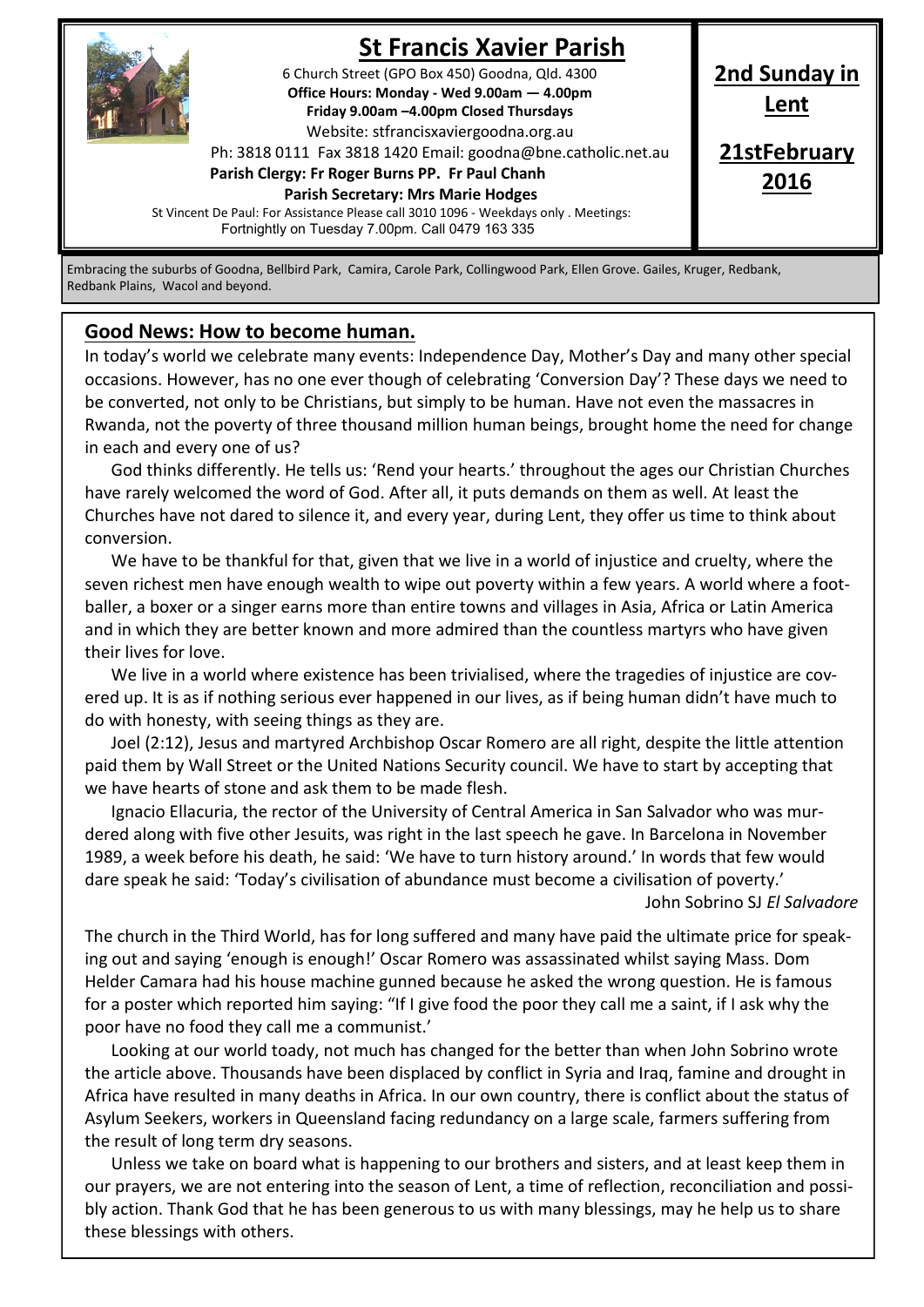# St Francis Xavier Parish

6 Church Street (GPO Box 450) Goodna, Qld. 4300

**Office Hours: Monday - Wed 9.00am — 4.00pm**

**Friday 9.00am –4.00pm Closed Thursdays**

Website: stfrancisxaviergoodna.org.au

Ph: 3818 0111 Fax 3818 1420 Email: goodna@bne.catholic.net.au

**Parish Clergy: Fr Roger Burns PP. Fr Paul Chanh**

**Parish Secretary: Mrs Marie Hodges**

St Vincent De Paul: For Assistance Please call 3010 1096 - Weekdays only . Meetings: Fortnightly on Tuesday 7.00pm. Call 0479 163 335

**2nd Sunday in Lent**

**21stFebruary 2016**

Embracing the suburbs of Goodna, Bellbird Park, Camira, Carole Park, Collingwood Park, Ellen Grove. Gailes, Kruger, Redbank, Redbank Plains, Wacol and beyond.

## Good News: How to become human.

In today's world we celebrate many events: Independence Day, Mother's Day and many other special occasions. However, has no one ever though of celebrating 'Conversion Day'? These days we need to be converted, not only to be Christians, but simply to be human. Have not even the massacres in Rwanda, not the poverty of three thousand million human beings, brought home the need for change in each and every one of us?

God thinks differently. He tells us: 'Rend your hearts.' throughout the ages our Christian Churches have rarely welcomed the word of God. After all, it puts demands on them as well. At least the Churches have not dared to silence it, and every year, during Lent, they offer us time to think about conversion.

We have to be thankful for that, given that we live in a world of injustice and cruelty, where the seven richest men have enough wealth to wipe out poverty within a few years. A world where a footballer, a boxer or a singer earns more than entire towns and villages in Asia, Africa or Latin America and in which they are better known and more admired than the countless martyrs who have given their lives for love.

We live in a world where existence has been trivialised, where the tragedies of injustice are covered up. It is as if nothing serious ever happened in our lives, as if being human didn't have much to do with honesty, with seeing things as they are.

Joel (2:12), Jesus and martyred Archbishop Oscar Romero are all right, despite the little attention paid them by Wall Street or the United Nations Security council. We have to start by accepting that we have hearts of stone and ask them to be made flesh.

Ignacio Ellacuria, the rector of the University of Central America in San Salvador who was murdered along with five other Jesuits, was right in the last speech he gave. In Barcelona in November 1989, a week before his death, he said: 'We have to turn history around.' In words that few would dare speak he said: 'Today's civilisation of abundance must become a civilisation of poverty.'

John Sobrino SJ *El Salvadore*

The church in the Third World, has for long suffered and many have paid the ultimate price for speaking out and saying 'enough is enough!' Oscar Romero was assassinated whilst saying Mass. Dom Helder Camara had his house machine gunned because he asked the wrong question. He is famous for a poster which reported him saying: "If I give food the poor they call me a saint, if I ask why the poor have no food they call me a communist.'

Looking at our world toady, not much has changed for the better than when John Sobrino wrote the article above. Thousands have been displaced by conflict in Syria and Iraq, famine and drought in Africa have resulted in many deaths in Africa. In our own country, there is conflict about the status of Asylum Seekers, workers in Queensland facing redundancy on a large scale, farmers suffering from the result of long term dry seasons.

Unless we take on board what is happening to our brothers and sisters, and at least keep them in our prayers, we are not entering into the season of Lent, a time of reflection, reconciliation and possibly action. Thank God that he has been generous to us with many blessings, may he help us to share these blessings with others.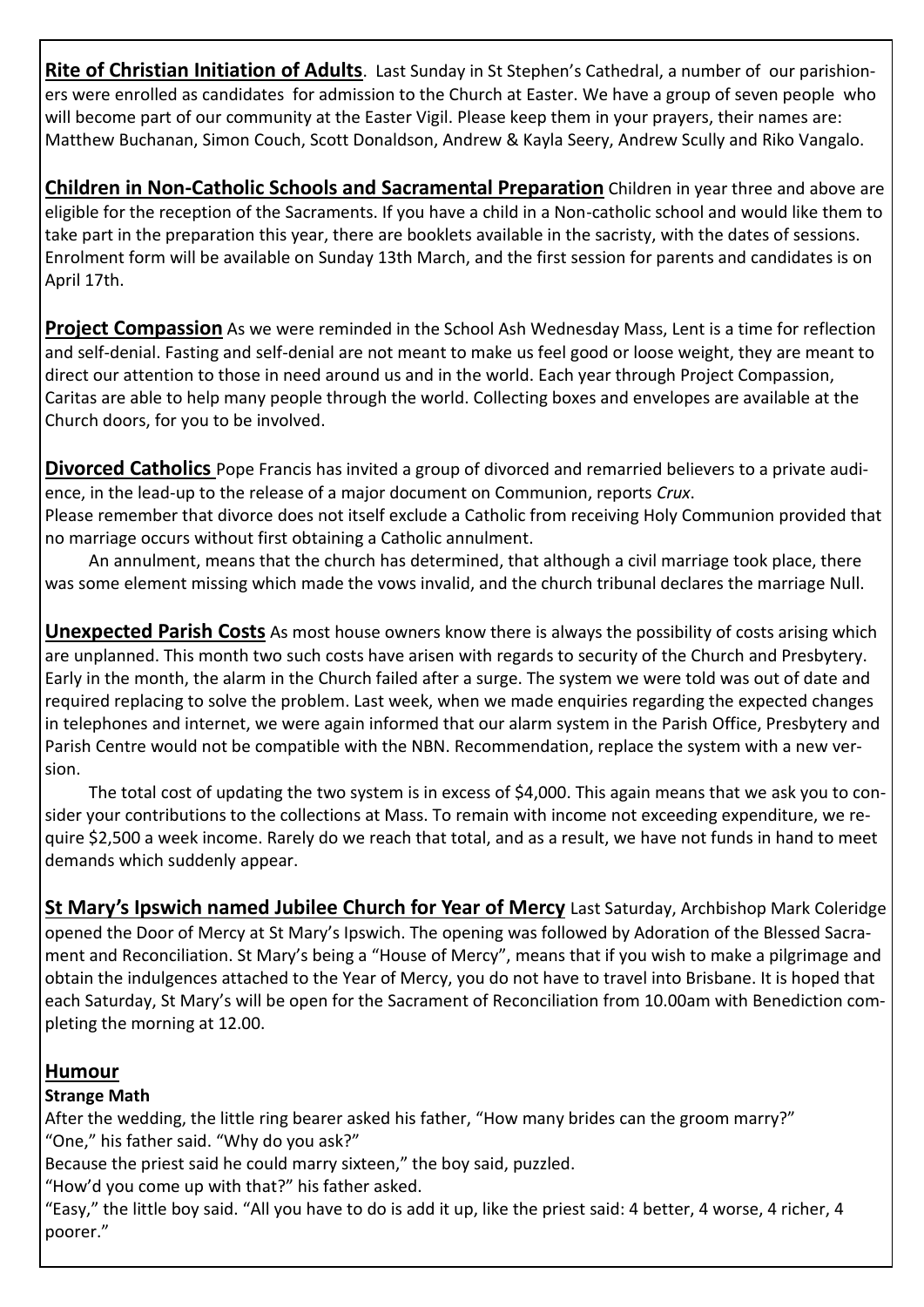**Rite of Christian Initiation of Adults**. Last Sunday in St Stephen's Cathedral, a number of our parishioners were enrolled as candidates for admission to the Church at Easter. We have a group of seven people who will become part of our community at the Easter Vigil. Please keep them in your prayers, their names are: Matthew Buchanan, Simon Couch, Scott Donaldson, Andrew & Kayla Seery, Andrew Scully and Riko Vangalo.

**Children in Non-Catholic Schools and Sacramental Preparation** Children in year three and above are eligible for the reception of the Sacraments. If you have a child in a Non-catholic school and would like them to take part in the preparation this year, there are booklets available in the sacristy, with the dates of sessions. Enrolment form will be available on Sunday 13th March, and the first session for parents and candidates is on April 17th.

**Project Compassion** As we were reminded in the School Ash Wednesday Mass, Lent is a time for reflection and self-denial. Fasting and self-denial are not meant to make us feel good or loose weight, they are meant to direct our attention to those in need around us and in the world. Each year through Project Compassion, Caritas are able to help many people through the world. Collecting boxes and envelopes are available at the Church doors, for you to be involved.

**Divorced Catholics** Pope Francis has invited a group of divorced and remarried believers to a private audience, in the lead-up to the release of a major document on Communion, reports *Crux*.
Please remember that divorce does not itself exclude a Catholic from receiving Holy Communion provided that no marriage occurs without first obtaining a Catholic annulment.

An annulment, means that the church has determined, that although a civil marriage took place, there was some element missing which made the vows invalid, and the church tribunal declares the marriage Null.

**Unexpected Parish Costs** As most house owners know there is always the possibility of costs arising which are unplanned. This month two such costs have arisen with regards to security of the Church and Presbytery. Early in the month, the alarm in the Church failed after a surge. The system we were told was out of date and required replacing to solve the problem. Last week, when we made enquiries regarding the expected changes in telephones and internet, we were again informed that our alarm system in the Parish Office, Presbytery and Parish Centre would not be compatible with the NBN. Recommendation, replace the system with a new version.

The total cost of updating the two system is in excess of $4,000. This again means that we ask you to consider your contributions to the collections at Mass. To remain with income not exceeding expenditure, we require $2,500 a week income. Rarely do we reach that total, and as a result, we have not funds in hand to meet demands which suddenly appear.

**St Mary's Ipswich named Jubilee Church for Year of Mercy** Last Saturday, Archbishop Mark Coleridge opened the Door of Mercy at St Mary's Ipswich. The opening was followed by Adoration of the Blessed Sacrament and Reconciliation. St Mary's being a "House of Mercy", means that if you wish to make a pilgrimage and obtain the indulgences attached to the Year of Mercy, you do not have to travel into Brisbane. It is hoped that each Saturday, St Mary's will be open for the Sacrament of Reconciliation from 10.00am with Benediction completing the morning at 12.00.

## Humour

**Strange Math**

After the wedding, the little ring bearer asked his father, "How many brides can the groom marry?"
"One," his father said. "Why do you ask?"
Because the priest said he could marry sixteen," the boy said, puzzled.
"How'd you come up with that?" his father asked.
"Easy," the little boy said. "All you have to do is add it up, like the priest said: 4 better, 4 worse, 4 richer, 4 poorer."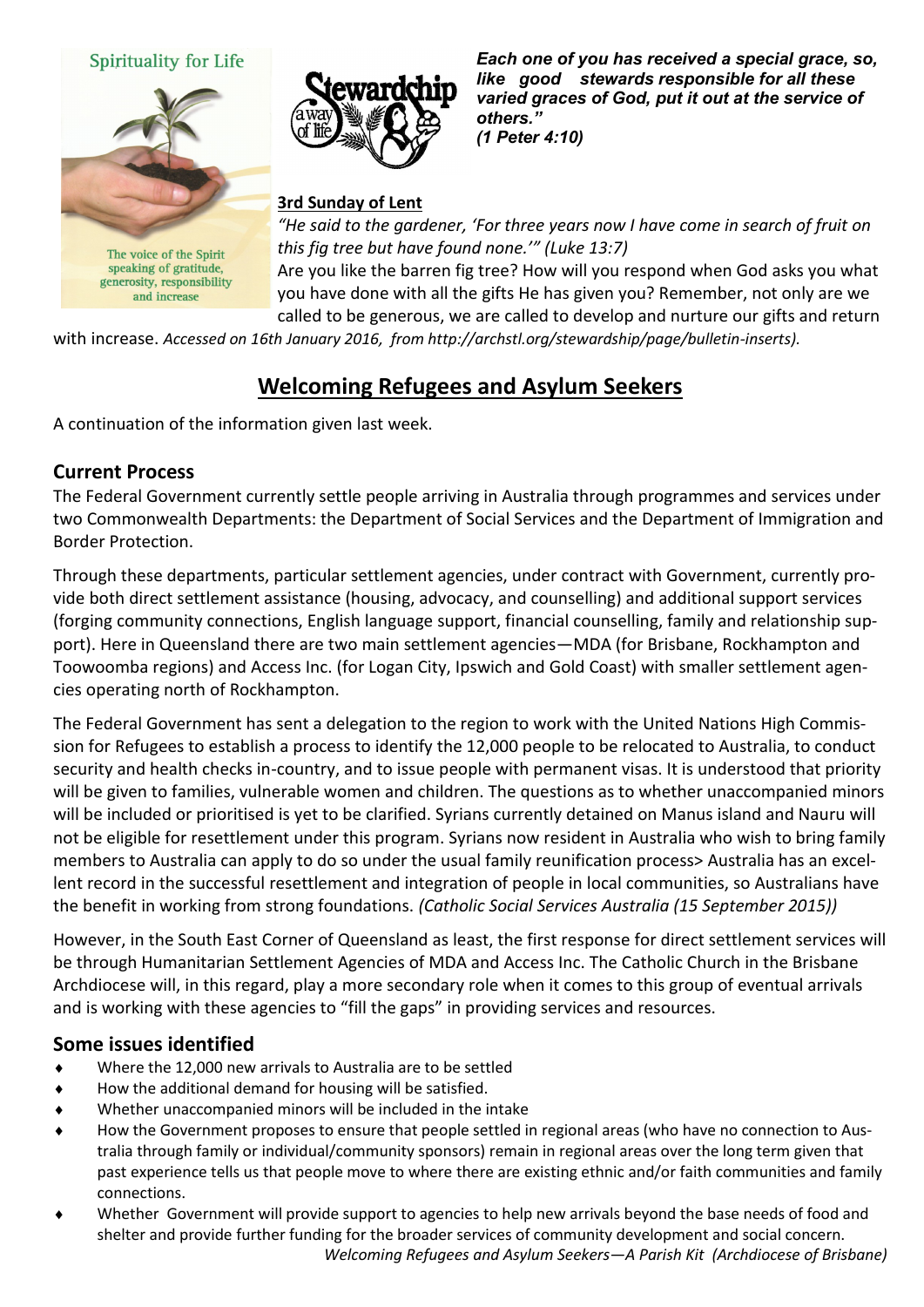Spirituality for Life

The voice of the Spirit speaking of gratitude, generosity, responsibility and increase

Stewardship a way of life

***Each one of you has received a special grace, so, like good stewards responsible for all these varied graces of God, put it out at the service of others." (1 Peter 4:10)***

**3rd Sunday of Lent**

*"He said to the gardener, 'For three years now I have come in search of fruit on this fig tree but have found none.'" (Luke 13:7)*

Are you like the barren fig tree? How will you respond when God asks you what you have done with all the gifts He has given you? Remember, not only are we called to be generous, we are called to develop and nurture our gifts and return with increase. *Accessed on 16th January 2016, from http://archstl.org/stewardship/page/bulletin-inserts).*

# Welcoming Refugees and Asylum Seekers

A continuation of the information given last week.

## Current Process

The Federal Government currently settle people arriving in Australia through programmes and services under two Commonwealth Departments: the Department of Social Services and the Department of Immigration and Border Protection.

Through these departments, particular settlement agencies, under contract with Government, currently provide both direct settlement assistance (housing, advocacy, and counselling) and additional support services (forging community connections, English language support, financial counselling, family and relationship support). Here in Queensland there are two main settlement agencies—MDA (for Brisbane, Rockhampton and Toowoomba regions) and Access Inc. (for Logan City, Ipswich and Gold Coast) with smaller settlement agencies operating north of Rockhampton.

The Federal Government has sent a delegation to the region to work with the United Nations High Commission for Refugees to establish a process to identify the 12,000 people to be relocated to Australia, to conduct security and health checks in-country, and to issue people with permanent visas. It is understood that priority will be given to families, vulnerable women and children. The questions as to whether unaccompanied minors will be included or prioritised is yet to be clarified. Syrians currently detained on Manus island and Nauru will not be eligible for resettlement under this program. Syrians now resident in Australia who wish to bring family members to Australia can apply to do so under the usual family reunification process> Australia has an excellent record in the successful resettlement and integration of people in local communities, so Australians have the benefit in working from strong foundations. *(Catholic Social Services Australia (15 September 2015))*

However, in the South East Corner of Queensland as least, the first response for direct settlement services will be through Humanitarian Settlement Agencies of MDA and Access Inc. The Catholic Church in the Brisbane Archdiocese will, in this regard, play a more secondary role when it comes to this group of eventual arrivals and is working with these agencies to "fill the gaps" in providing services and resources.

## Some issues identified

- Where the 12,000 new arrivals to Australia are to be settled
- How the additional demand for housing will be satisfied.
- Whether unaccompanied minors will be included in the intake
- How the Government proposes to ensure that people settled in regional areas (who have no connection to Australia through family or individual/community sponsors) remain in regional areas over the long term given that past experience tells us that people move to where there are existing ethnic and/or faith communities and family connections.
- Whether Government will provide support to agencies to help new arrivals beyond the base needs of food and shelter and provide further funding for the broader services of community development and social concern.

*Welcoming Refugees and Asylum Seekers—A Parish Kit (Archdiocese of Brisbane)*